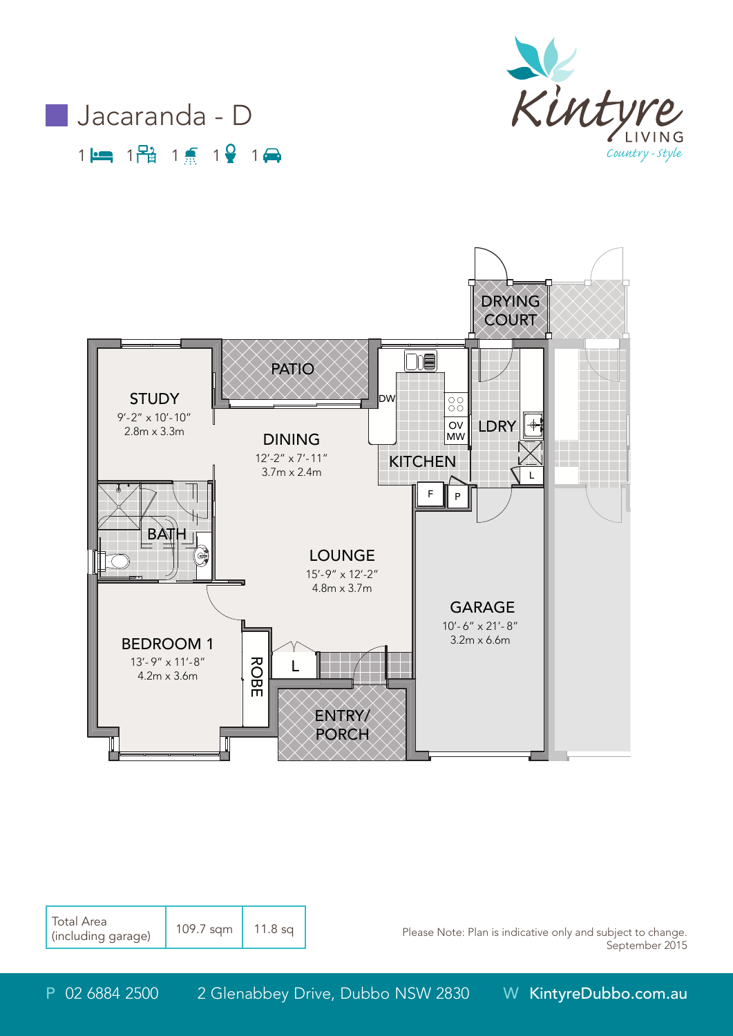# Jacaranda - D

1 bed | 1 study | 1 bath | 1 toilet | 1 car

Kintyre LIVING *Country - Style*

DRYING COURT

PATIO

STUDY
9'-2" x 10'-10"
2.8m x 3.3m

DINING
12'-2" x 7'-11"
3.7m x 2.4m

DW

OV MW

KITCHEN

LDRY

L

F

P

BATH

LOUNGE
15'-9" x 12'-2"
4.8m x 3.7m

GARAGE
10'- 6" x 21'- 8"
3.2m x 6.6m

BEDROOM 1
13'- 9" x 11'-8"
4.2m x 3.6m

ROBE

L

ENTRY/ PORCH

| Total Area (including garage) | 109.7 sqm | 11.8 sq |
|---|---|---|

Please Note: Plan is indicative only and subject to change.
September 2015

P 02 6884 2500 2 Glenabbey Drive, Dubbo NSW 2830 W KintyreDubbo.com.au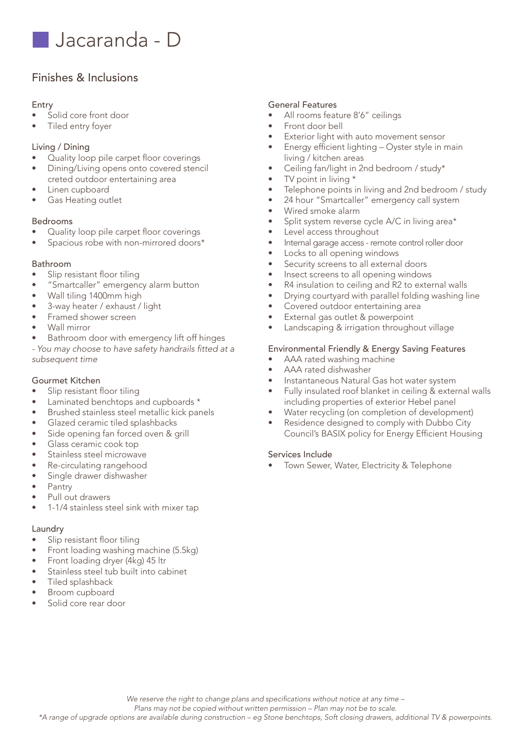# Jacaranda - D

## Finishes & Inclusions

### Entry
- Solid core front door
- Tiled entry foyer

### Living / Dining
- Quality loop pile carpet floor coverings
- Dining/Living opens onto covered stencil creted outdoor entertaining area
- Linen cupboard
- Gas Heating outlet

### Bedrooms
- Quality loop pile carpet floor coverings
- Spacious robe with non-mirrored doors*

### Bathroom
- Slip resistant floor tiling
- "Smartcaller" emergency alarm button
- Wall tiling 1400mm high
- 3-way heater / exhaust / light
- Framed shower screen
- Wall mirror
- Bathroom door with emergency lift off hinges

*- You may choose to have safety handrails fitted at a subsequent time*

### Gourmet Kitchen
- Slip resistant floor tiling
- Laminated benchtops and cupboards *
- Brushed stainless steel metallic kick panels
- Glazed ceramic tiled splashbacks
- Side opening fan forced oven & grill
- Glass ceramic cook top
- Stainless steel microwave
- Re-circulating rangehood
- Single drawer dishwasher
- Pantry
- Pull out drawers
- 1-1/4 stainless steel sink with mixer tap

### Laundry
- Slip resistant floor tiling
- Front loading washing machine (5.5kg)
- Front loading dryer (4kg) 45 ltr
- Stainless steel tub built into cabinet
- Tiled splashback
- Broom cupboard
- Solid core rear door

### General Features
- All rooms feature 8'6" ceilings
- Front door bell
- Exterior light with auto movement sensor
- Energy efficient lighting – Oyster style in main living / kitchen areas
- Ceiling fan/light in 2nd bedroom / study*
- TV point in living *
- Telephone points in living and 2nd bedroom / study
- 24 hour "Smartcaller" emergency call system
- Wired smoke alarm
- Split system reverse cycle A/C in living area*
- Level access throughout
- Internal garage access - remote control roller door
- Locks to all opening windows
- Security screens to all external doors
- Insect screens to all opening windows
- R4 insulation to ceiling and R2 to external walls
- Drying courtyard with parallel folding washing line
- Covered outdoor entertaining area
- External gas outlet & powerpoint
- Landscaping & irrigation throughout village

### Environmental Friendly & Energy Saving Features
- AAA rated washing machine
- AAA rated dishwasher
- Instantaneous Natural Gas hot water system
- Fully insulated roof blanket in ceiling & external walls including properties of exterior Hebel panel
- Water recycling (on completion of development)
- Residence designed to comply with Dubbo City Council's BASIX policy for Energy Efficient Housing

### Services Include
- Town Sewer, Water, Electricity & Telephone

*We reserve the right to change plans and specifications without notice at any time – Plans may not be copied without written permission – Plan may not be to scale.*
*\*A range of upgrade options are available during construction – eg Stone benchtops, Soft closing drawers, additional TV & powerpoints.*